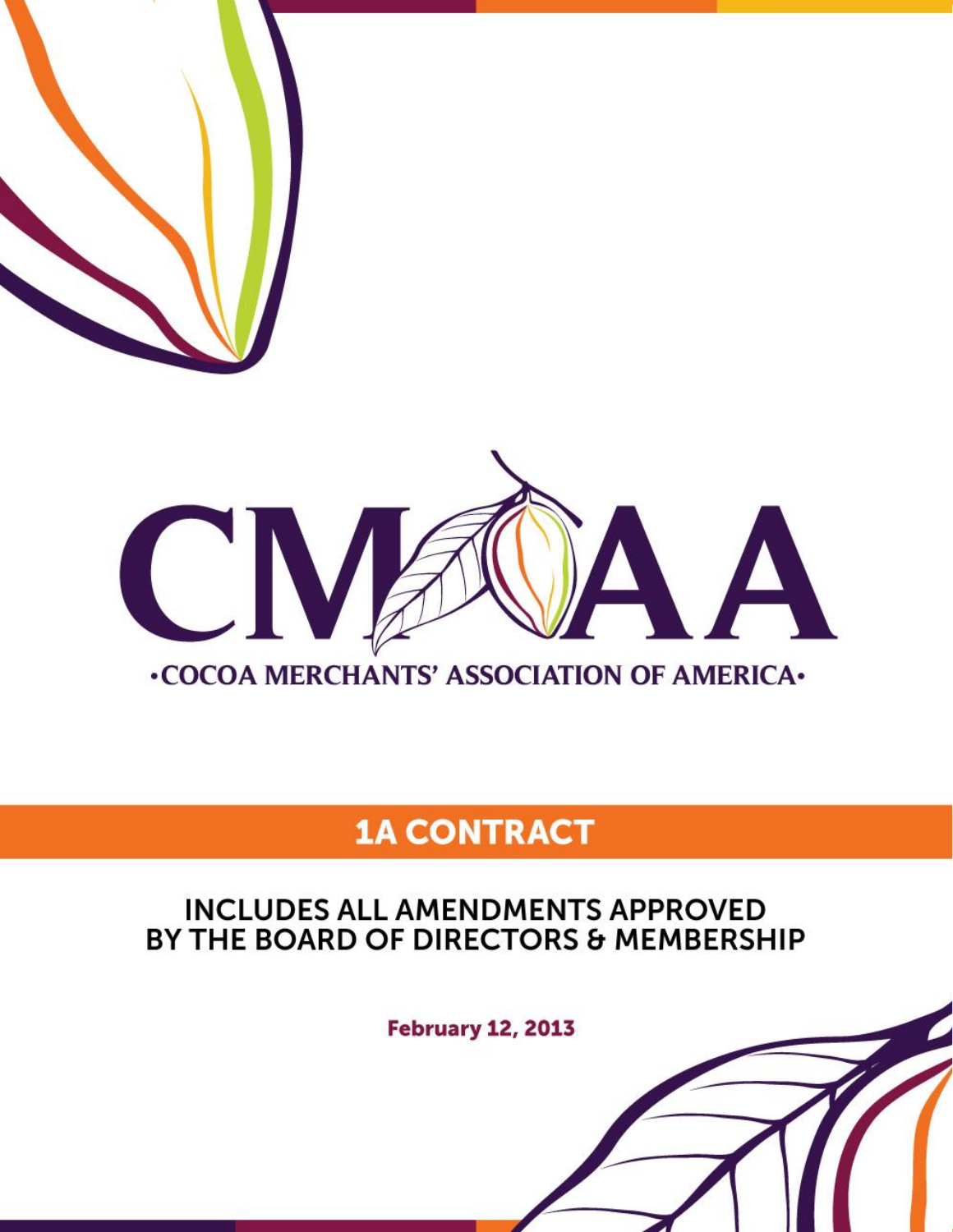# CMAA

**·COCOA MERCHANTS' ASSOCIATION OF AMERICA·**

## 1A CONTRACT

### INCLUDES ALL AMENDMENTS APPROVED BY THE BOARD OF DIRECTORS & MEMBERSHIP

**February 12, 2013**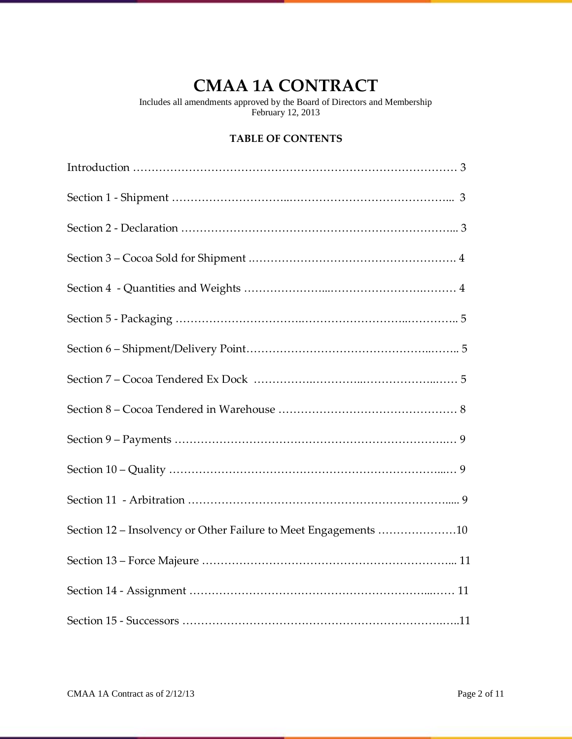# CMAA 1A CONTRACT

Includes all amendments approved by the Board of Directors and Membership
February 12, 2013

## TABLE OF CONTENTS

Introduction …………………………………………………………………………… 3

Section 1 - Shipment ………………………..…………………………………….... 3

Section 2 - Declaration …………………………………………………………….... 3

Section 3 – Cocoa Sold for Shipment ………………………………………………. 4

Section 4 - Quantities and Weights …………………...…………………….……… 4

Section 5 - Packaging …………………………..……………………...………….. 5

Section 6 – Shipment/Delivery Point………………………………………..…….. 5

Section 7 – Cocoa Tendered Ex Dock …………….………..………………..…… 5

Section 8 – Cocoa Tendered in Warehouse ………………………………………… 8

Section 9 – Payments ……………………………………………………………..… 9

Section 10 – Quality ………………………………………………………………...… 9

Section 11 - Arbitration ……………………………………………………………..... 9

Section 12 – Insolvency or Other Failure to Meet Engagements …………………10

Section 13 – Force Majeure ………………………………………………………... 11

Section 14 - Assignment ……………………………………………………...…… 11

Section 15 - Successors ………………………………………………………..…..11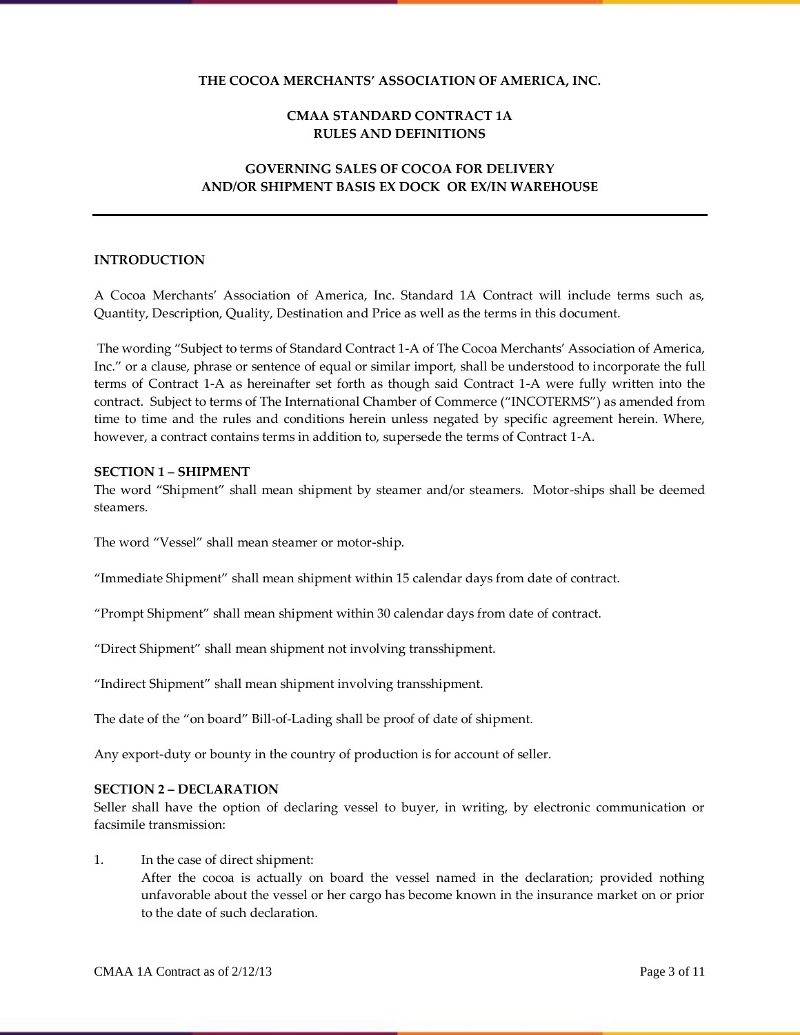**THE COCOA MERCHANTS' ASSOCIATION OF AMERICA, INC.**

**CMAA STANDARD CONTRACT 1A**
**RULES AND DEFINITIONS**

**GOVERNING SALES OF COCOA FOR DELIVERY**
**AND/OR SHIPMENT BASIS EX DOCK OR EX/IN WAREHOUSE**

---

## INTRODUCTION

A Cocoa Merchants' Association of America, Inc. Standard 1A Contract will include terms such as, Quantity, Description, Quality, Destination and Price as well as the terms in this document.

The wording "Subject to terms of Standard Contract 1-A of The Cocoa Merchants' Association of America, Inc." or a clause, phrase or sentence of equal or similar import, shall be understood to incorporate the full terms of Contract 1-A as hereinafter set forth as though said Contract 1-A were fully written into the contract. Subject to terms of The International Chamber of Commerce ("INCOTERMS") as amended from time to time and the rules and conditions herein unless negated by specific agreement herein. Where, however, a contract contains terms in addition to, supersede the terms of Contract 1-A.

### SECTION 1 – SHIPMENT

The word "Shipment" shall mean shipment by steamer and/or steamers. Motor-ships shall be deemed steamers.

The word "Vessel" shall mean steamer or motor-ship.

"Immediate Shipment" shall mean shipment within 15 calendar days from date of contract.

"Prompt Shipment" shall mean shipment within 30 calendar days from date of contract.

"Direct Shipment" shall mean shipment not involving transshipment.

"Indirect Shipment" shall mean shipment involving transshipment.

The date of the "on board" Bill-of-Lading shall be proof of date of shipment.

Any export-duty or bounty in the country of production is for account of seller.

### SECTION 2 – DECLARATION

Seller shall have the option of declaring vessel to buyer, in writing, by electronic communication or facsimile transmission:

1. In the case of direct shipment:
   After the cocoa is actually on board the vessel named in the declaration; provided nothing unfavorable about the vessel or her cargo has become known in the insurance market on or prior to the date of such declaration.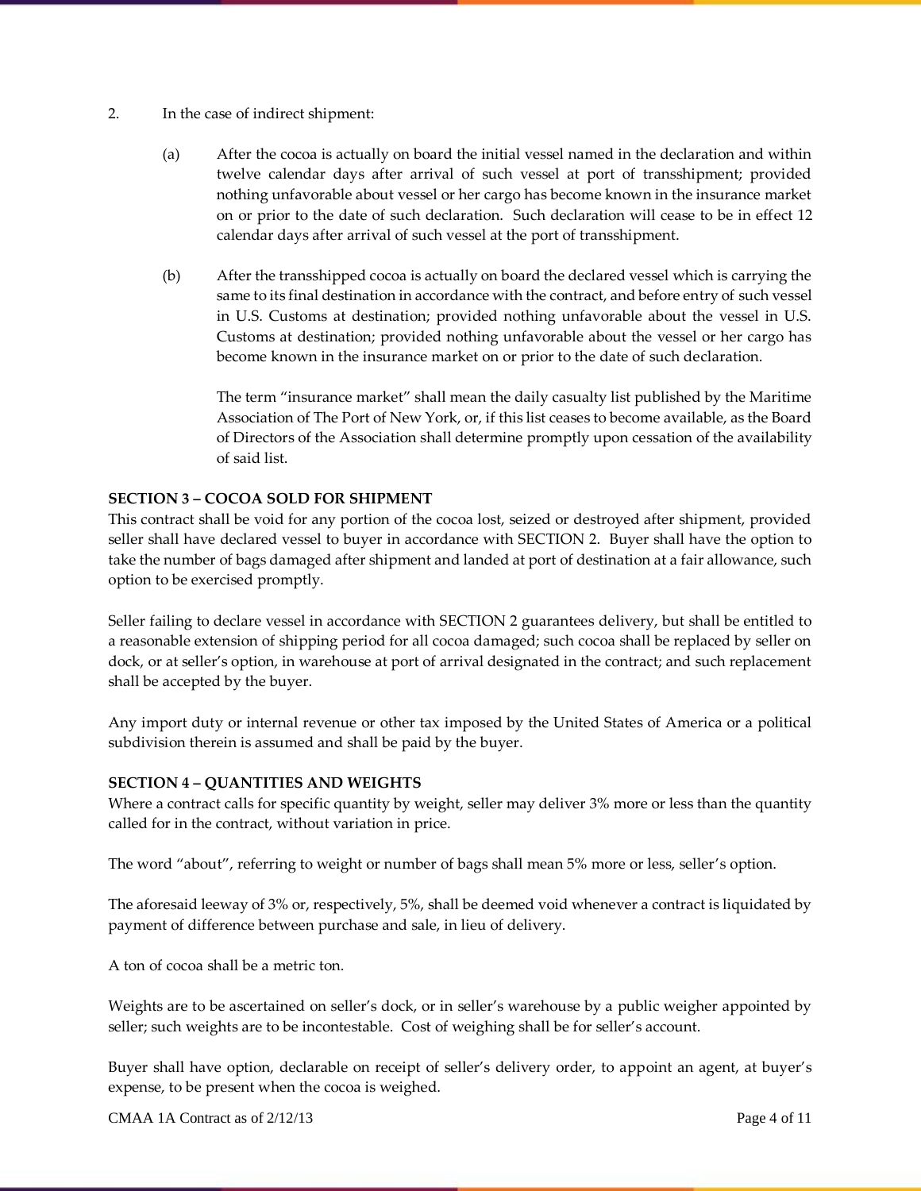2. In the case of indirect shipment:

   (a) After the cocoa is actually on board the initial vessel named in the declaration and within twelve calendar days after arrival of such vessel at port of transshipment; provided nothing unfavorable about vessel or her cargo has become known in the insurance market on or prior to the date of such declaration. Such declaration will cease to be in effect 12 calendar days after arrival of such vessel at the port of transshipment.

   (b) After the transshipped cocoa is actually on board the declared vessel which is carrying the same to its final destination in accordance with the contract, and before entry of such vessel in U.S. Customs at destination; provided nothing unfavorable about the vessel in U.S. Customs at destination; provided nothing unfavorable about the vessel or her cargo has become known in the insurance market on or prior to the date of such declaration.

   The term "insurance market" shall mean the daily casualty list published by the Maritime Association of The Port of New York, or, if this list ceases to become available, as the Board of Directors of the Association shall determine promptly upon cessation of the availability of said list.

**SECTION 3 – COCOA SOLD FOR SHIPMENT**

This contract shall be void for any portion of the cocoa lost, seized or destroyed after shipment, provided seller shall have declared vessel to buyer in accordance with SECTION 2. Buyer shall have the option to take the number of bags damaged after shipment and landed at port of destination at a fair allowance, such option to be exercised promptly.

Seller failing to declare vessel in accordance with SECTION 2 guarantees delivery, but shall be entitled to a reasonable extension of shipping period for all cocoa damaged; such cocoa shall be replaced by seller on dock, or at seller's option, in warehouse at port of arrival designated in the contract; and such replacement shall be accepted by the buyer.

Any import duty or internal revenue or other tax imposed by the United States of America or a political subdivision therein is assumed and shall be paid by the buyer.

**SECTION 4 – QUANTITIES AND WEIGHTS**

Where a contract calls for specific quantity by weight, seller may deliver 3% more or less than the quantity called for in the contract, without variation in price.

The word "about", referring to weight or number of bags shall mean 5% more or less, seller's option.

The aforesaid leeway of 3% or, respectively, 5%, shall be deemed void whenever a contract is liquidated by payment of difference between purchase and sale, in lieu of delivery.

A ton of cocoa shall be a metric ton.

Weights are to be ascertained on seller's dock, or in seller's warehouse by a public weigher appointed by seller; such weights are to be incontestable. Cost of weighing shall be for seller's account.

Buyer shall have option, declarable on receipt of seller's delivery order, to appoint an agent, at buyer's expense, to be present when the cocoa is weighed.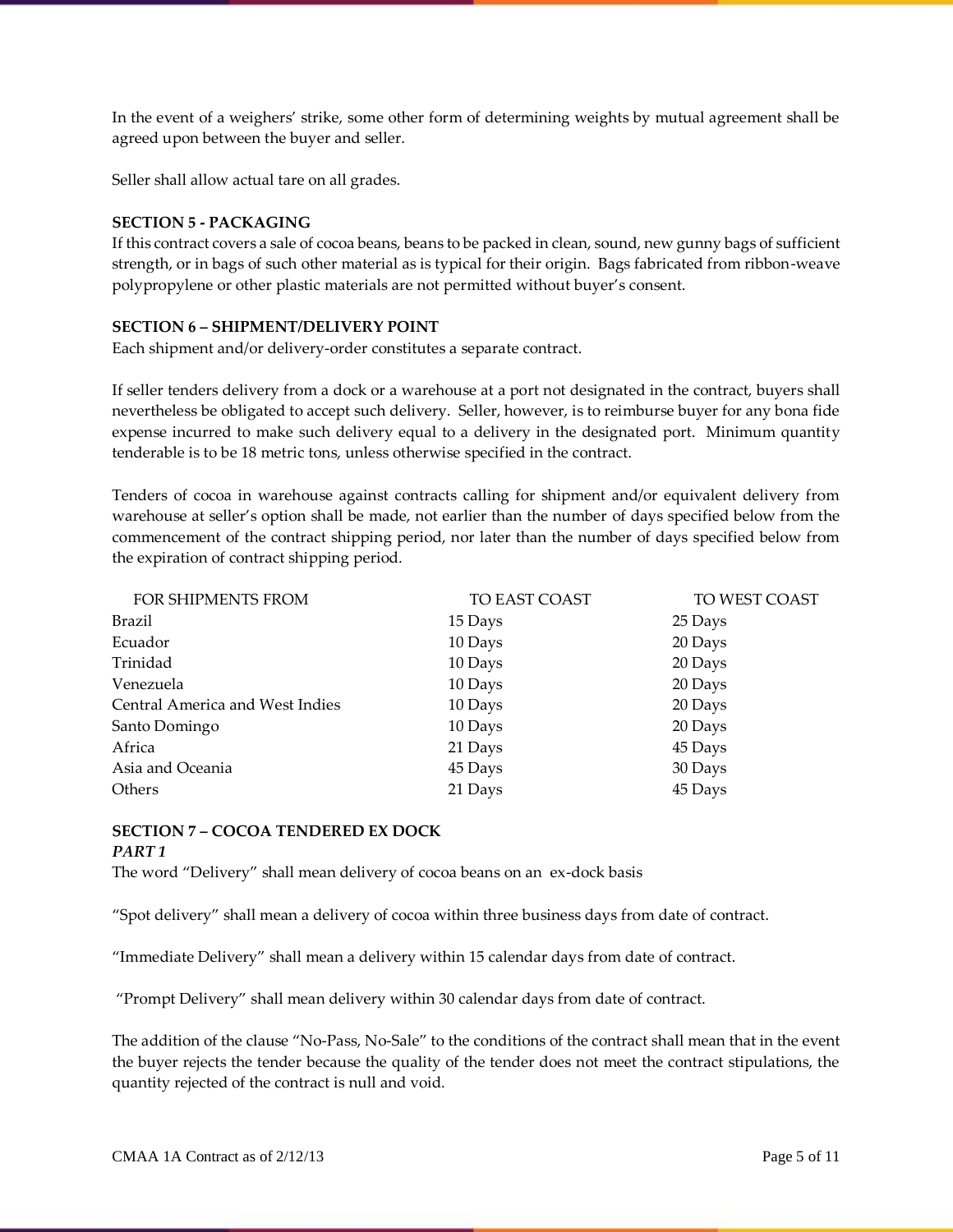In the event of a weighers' strike, some other form of determining weights by mutual agreement shall be agreed upon between the buyer and seller.

Seller shall allow actual tare on all grades.

**SECTION 5 - PACKAGING**

If this contract covers a sale of cocoa beans, beans to be packed in clean, sound, new gunny bags of sufficient strength, or in bags of such other material as is typical for their origin. Bags fabricated from ribbon-weave polypropylene or other plastic materials are not permitted without buyer's consent.

**SECTION 6 – SHIPMENT/DELIVERY POINT**

Each shipment and/or delivery-order constitutes a separate contract.

If seller tenders delivery from a dock or a warehouse at a port not designated in the contract, buyers shall nevertheless be obligated to accept such delivery. Seller, however, is to reimburse buyer for any bona fide expense incurred to make such delivery equal to a delivery in the designated port. Minimum quantity tenderable is to be 18 metric tons, unless otherwise specified in the contract.

Tenders of cocoa in warehouse against contracts calling for shipment and/or equivalent delivery from warehouse at seller's option shall be made, not earlier than the number of days specified below from the commencement of the contract shipping period, nor later than the number of days specified below from the expiration of contract shipping period.

| FOR SHIPMENTS FROM | TO EAST COAST | TO WEST COAST |
|---|---|---|
| Brazil | 15 Days | 25 Days |
| Ecuador | 10 Days | 20 Days |
| Trinidad | 10 Days | 20 Days |
| Venezuela | 10 Days | 20 Days |
| Central America and West Indies | 10 Days | 20 Days |
| Santo Domingo | 10 Days | 20 Days |
| Africa | 21 Days | 45 Days |
| Asia and Oceania | 45 Days | 30 Days |
| Others | 21 Days | 45 Days |

**SECTION 7 – COCOA TENDERED EX DOCK**

***PART 1***

The word "Delivery" shall mean delivery of cocoa beans on an ex-dock basis

"Spot delivery" shall mean a delivery of cocoa within three business days from date of contract.

"Immediate Delivery" shall mean a delivery within 15 calendar days from date of contract.

"Prompt Delivery" shall mean delivery within 30 calendar days from date of contract.

The addition of the clause "No-Pass, No-Sale" to the conditions of the contract shall mean that in the event the buyer rejects the tender because the quality of the tender does not meet the contract stipulations, the quantity rejected of the contract is null and void.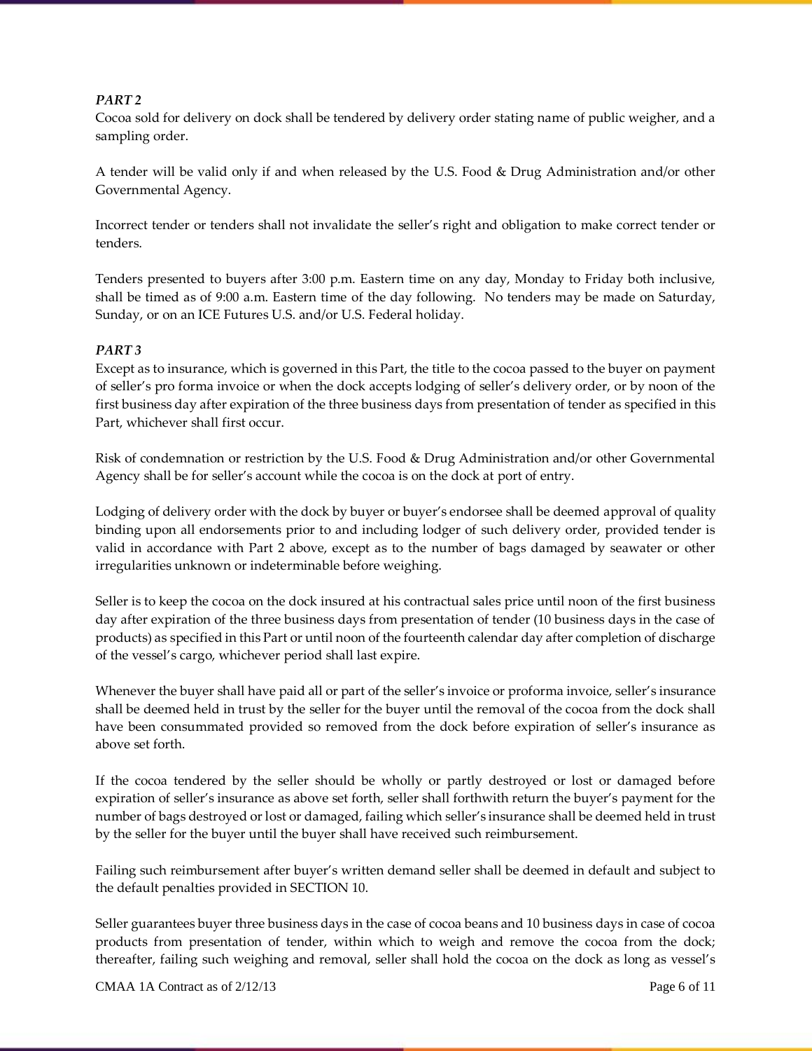### *PART 2*

Cocoa sold for delivery on dock shall be tendered by delivery order stating name of public weigher, and a sampling order.

A tender will be valid only if and when released by the U.S. Food & Drug Administration and/or other Governmental Agency.

Incorrect tender or tenders shall not invalidate the seller's right and obligation to make correct tender or tenders.

Tenders presented to buyers after 3:00 p.m. Eastern time on any day, Monday to Friday both inclusive, shall be timed as of 9:00 a.m. Eastern time of the day following. No tenders may be made on Saturday, Sunday, or on an ICE Futures U.S. and/or U.S. Federal holiday.

### *PART 3*

Except as to insurance, which is governed in this Part, the title to the cocoa passed to the buyer on payment of seller's pro forma invoice or when the dock accepts lodging of seller's delivery order, or by noon of the first business day after expiration of the three business days from presentation of tender as specified in this Part, whichever shall first occur.

Risk of condemnation or restriction by the U.S. Food & Drug Administration and/or other Governmental Agency shall be for seller's account while the cocoa is on the dock at port of entry.

Lodging of delivery order with the dock by buyer or buyer's endorsee shall be deemed approval of quality binding upon all endorsements prior to and including lodger of such delivery order, provided tender is valid in accordance with Part 2 above, except as to the number of bags damaged by seawater or other irregularities unknown or indeterminable before weighing.

Seller is to keep the cocoa on the dock insured at his contractual sales price until noon of the first business day after expiration of the three business days from presentation of tender (10 business days in the case of products) as specified in this Part or until noon of the fourteenth calendar day after completion of discharge of the vessel's cargo, whichever period shall last expire.

Whenever the buyer shall have paid all or part of the seller's invoice or proforma invoice, seller's insurance shall be deemed held in trust by the seller for the buyer until the removal of the cocoa from the dock shall have been consummated provided so removed from the dock before expiration of seller's insurance as above set forth.

If the cocoa tendered by the seller should be wholly or partly destroyed or lost or damaged before expiration of seller's insurance as above set forth, seller shall forthwith return the buyer's payment for the number of bags destroyed or lost or damaged, failing which seller's insurance shall be deemed held in trust by the seller for the buyer until the buyer shall have received such reimbursement.

Failing such reimbursement after buyer's written demand seller shall be deemed in default and subject to the default penalties provided in SECTION 10.

Seller guarantees buyer three business days in the case of cocoa beans and 10 business days in case of cocoa products from presentation of tender, within which to weigh and remove the cocoa from the dock; thereafter, failing such weighing and removal, seller shall hold the cocoa on the dock as long as vessel's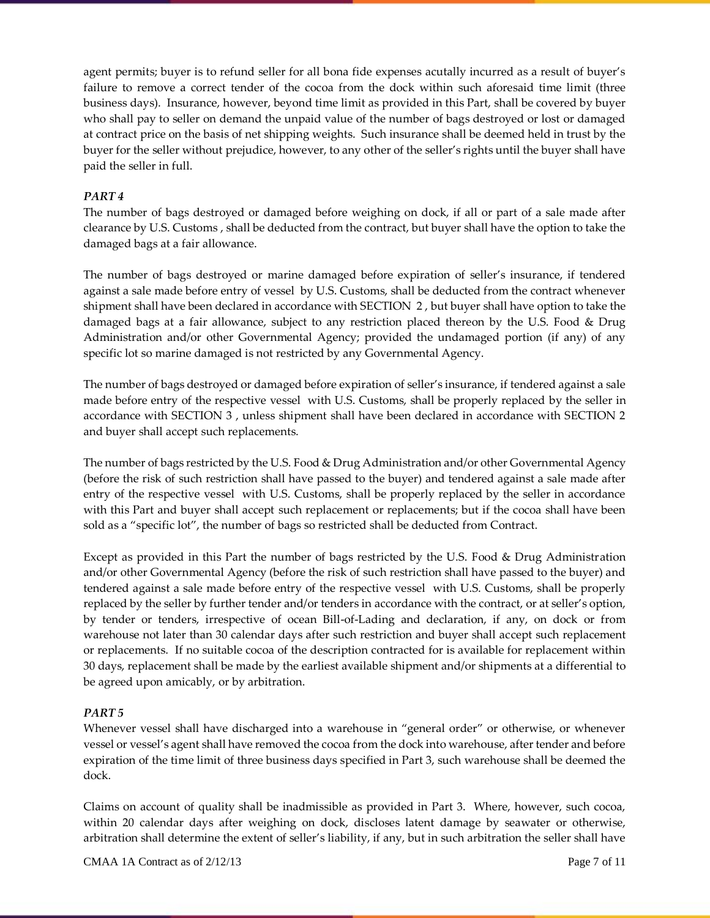agent permits; buyer is to refund seller for all bona fide expenses acutally incurred as a result of buyer's failure to remove a correct tender of the cocoa from the dock within such aforesaid time limit (three business days). Insurance, however, beyond time limit as provided in this Part, shall be covered by buyer who shall pay to seller on demand the unpaid value of the number of bags destroyed or lost or damaged at contract price on the basis of net shipping weights. Such insurance shall be deemed held in trust by the buyer for the seller without prejudice, however, to any other of the seller's rights until the buyer shall have paid the seller in full.

***PART 4***

The number of bags destroyed or damaged before weighing on dock, if all or part of a sale made after clearance by U.S. Customs , shall be deducted from the contract, but buyer shall have the option to take the damaged bags at a fair allowance.

The number of bags destroyed or marine damaged before expiration of seller's insurance, if tendered against a sale made before entry of vessel by U.S. Customs, shall be deducted from the contract whenever shipment shall have been declared in accordance with SECTION 2 , but buyer shall have option to take the damaged bags at a fair allowance, subject to any restriction placed thereon by the U.S. Food & Drug Administration and/or other Governmental Agency; provided the undamaged portion (if any) of any specific lot so marine damaged is not restricted by any Governmental Agency.

The number of bags destroyed or damaged before expiration of seller's insurance, if tendered against a sale made before entry of the respective vessel with U.S. Customs, shall be properly replaced by the seller in accordance with SECTION 3 , unless shipment shall have been declared in accordance with SECTION 2 and buyer shall accept such replacements.

The number of bags restricted by the U.S. Food & Drug Administration and/or other Governmental Agency (before the risk of such restriction shall have passed to the buyer) and tendered against a sale made after entry of the respective vessel with U.S. Customs, shall be properly replaced by the seller in accordance with this Part and buyer shall accept such replacement or replacements; but if the cocoa shall have been sold as a "specific lot", the number of bags so restricted shall be deducted from Contract.

Except as provided in this Part the number of bags restricted by the U.S. Food & Drug Administration and/or other Governmental Agency (before the risk of such restriction shall have passed to the buyer) and tendered against a sale made before entry of the respective vessel with U.S. Customs, shall be properly replaced by the seller by further tender and/or tenders in accordance with the contract, or at seller's option, by tender or tenders, irrespective of ocean Bill-of-Lading and declaration, if any, on dock or from warehouse not later than 30 calendar days after such restriction and buyer shall accept such replacement or replacements. If no suitable cocoa of the description contracted for is available for replacement within 30 days, replacement shall be made by the earliest available shipment and/or shipments at a differential to be agreed upon amicably, or by arbitration.

***PART 5***

Whenever vessel shall have discharged into a warehouse in "general order" or otherwise, or whenever vessel or vessel's agent shall have removed the cocoa from the dock into warehouse, after tender and before expiration of the time limit of three business days specified in Part 3, such warehouse shall be deemed the dock.

Claims on account of quality shall be inadmissible as provided in Part 3. Where, however, such cocoa, within 20 calendar days after weighing on dock, discloses latent damage by seawater or otherwise, arbitration shall determine the extent of seller's liability, if any, but in such arbitration the seller shall have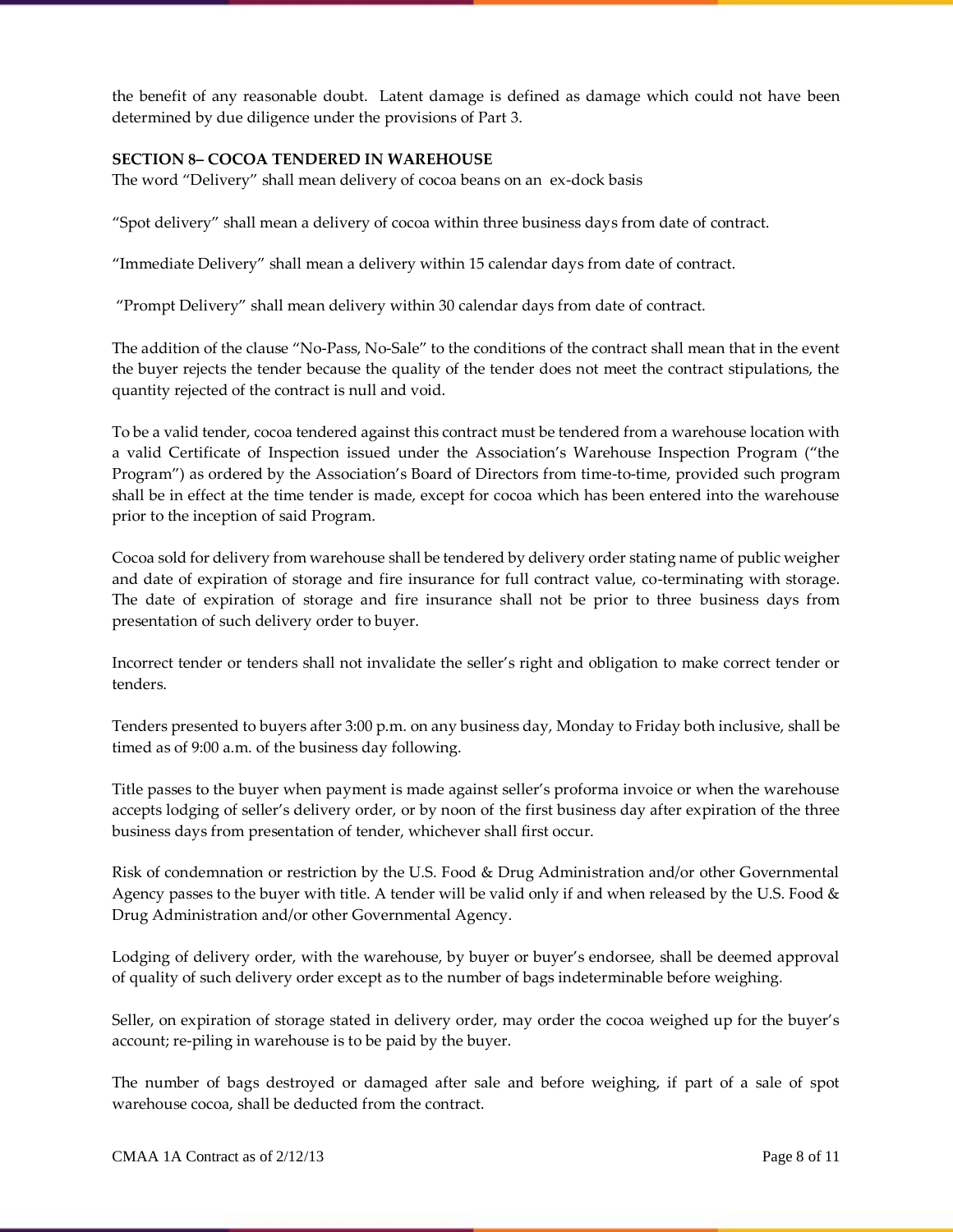the benefit of any reasonable doubt. Latent damage is defined as damage which could not have been determined by due diligence under the provisions of Part 3.

**SECTION 8– COCOA TENDERED IN WAREHOUSE**

The word "Delivery" shall mean delivery of cocoa beans on an ex-dock basis

"Spot delivery" shall mean a delivery of cocoa within three business days from date of contract.

"Immediate Delivery" shall mean a delivery within 15 calendar days from date of contract.

"Prompt Delivery" shall mean delivery within 30 calendar days from date of contract.

The addition of the clause "No-Pass, No-Sale" to the conditions of the contract shall mean that in the event the buyer rejects the tender because the quality of the tender does not meet the contract stipulations, the quantity rejected of the contract is null and void.

To be a valid tender, cocoa tendered against this contract must be tendered from a warehouse location with a valid Certificate of Inspection issued under the Association's Warehouse Inspection Program ("the Program") as ordered by the Association's Board of Directors from time-to-time, provided such program shall be in effect at the time tender is made, except for cocoa which has been entered into the warehouse prior to the inception of said Program.

Cocoa sold for delivery from warehouse shall be tendered by delivery order stating name of public weigher and date of expiration of storage and fire insurance for full contract value, co-terminating with storage. The date of expiration of storage and fire insurance shall not be prior to three business days from presentation of such delivery order to buyer.

Incorrect tender or tenders shall not invalidate the seller's right and obligation to make correct tender or tenders.

Tenders presented to buyers after 3:00 p.m. on any business day, Monday to Friday both inclusive, shall be timed as of 9:00 a.m. of the business day following.

Title passes to the buyer when payment is made against seller's proforma invoice or when the warehouse accepts lodging of seller's delivery order, or by noon of the first business day after expiration of the three business days from presentation of tender, whichever shall first occur.

Risk of condemnation or restriction by the U.S. Food & Drug Administration and/or other Governmental Agency passes to the buyer with title. A tender will be valid only if and when released by the U.S. Food & Drug Administration and/or other Governmental Agency.

Lodging of delivery order, with the warehouse, by buyer or buyer's endorsee, shall be deemed approval of quality of such delivery order except as to the number of bags indeterminable before weighing.

Seller, on expiration of storage stated in delivery order, may order the cocoa weighed up for the buyer's account; re-piling in warehouse is to be paid by the buyer.

The number of bags destroyed or damaged after sale and before weighing, if part of a sale of spot warehouse cocoa, shall be deducted from the contract.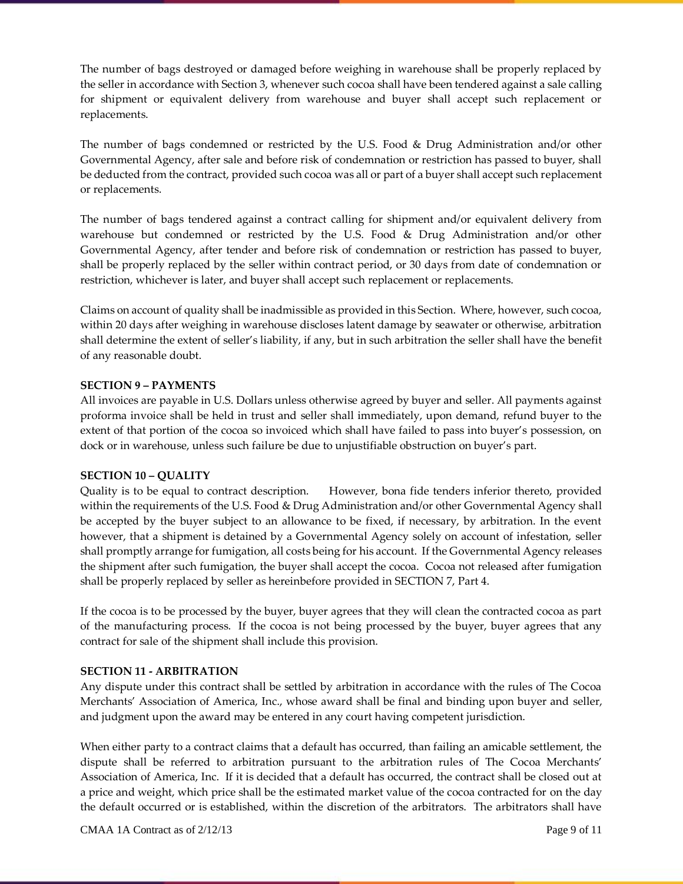The number of bags destroyed or damaged before weighing in warehouse shall be properly replaced by the seller in accordance with Section 3, whenever such cocoa shall have been tendered against a sale calling for shipment or equivalent delivery from warehouse and buyer shall accept such replacement or replacements.

The number of bags condemned or restricted by the U.S. Food & Drug Administration and/or other Governmental Agency, after sale and before risk of condemnation or restriction has passed to buyer, shall be deducted from the contract, provided such cocoa was all or part of a buyer shall accept such replacement or replacements.

The number of bags tendered against a contract calling for shipment and/or equivalent delivery from warehouse but condemned or restricted by the U.S. Food & Drug Administration and/or other Governmental Agency, after tender and before risk of condemnation or restriction has passed to buyer, shall be properly replaced by the seller within contract period, or 30 days from date of condemnation or restriction, whichever is later, and buyer shall accept such replacement or replacements.

Claims on account of quality shall be inadmissible as provided in this Section. Where, however, such cocoa, within 20 days after weighing in warehouse discloses latent damage by seawater or otherwise, arbitration shall determine the extent of seller's liability, if any, but in such arbitration the seller shall have the benefit of any reasonable doubt.

**SECTION 9 – PAYMENTS**

All invoices are payable in U.S. Dollars unless otherwise agreed by buyer and seller. All payments against proforma invoice shall be held in trust and seller shall immediately, upon demand, refund buyer to the extent of that portion of the cocoa so invoiced which shall have failed to pass into buyer's possession, on dock or in warehouse, unless such failure be due to unjustifiable obstruction on buyer's part.

**SECTION 10 – QUALITY**

Quality is to be equal to contract description. However, bona fide tenders inferior thereto, provided within the requirements of the U.S. Food & Drug Administration and/or other Governmental Agency shall be accepted by the buyer subject to an allowance to be fixed, if necessary, by arbitration. In the event however, that a shipment is detained by a Governmental Agency solely on account of infestation, seller shall promptly arrange for fumigation, all costs being for his account. If the Governmental Agency releases the shipment after such fumigation, the buyer shall accept the cocoa. Cocoa not released after fumigation shall be properly replaced by seller as hereinbefore provided in SECTION 7, Part 4.

If the cocoa is to be processed by the buyer, buyer agrees that they will clean the contracted cocoa as part of the manufacturing process. If the cocoa is not being processed by the buyer, buyer agrees that any contract for sale of the shipment shall include this provision.

**SECTION 11 - ARBITRATION**

Any dispute under this contract shall be settled by arbitration in accordance with the rules of The Cocoa Merchants' Association of America, Inc., whose award shall be final and binding upon buyer and seller, and judgment upon the award may be entered in any court having competent jurisdiction.

When either party to a contract claims that a default has occurred, than failing an amicable settlement, the dispute shall be referred to arbitration pursuant to the arbitration rules of The Cocoa Merchants' Association of America, Inc. If it is decided that a default has occurred, the contract shall be closed out at a price and weight, which price shall be the estimated market value of the cocoa contracted for on the day the default occurred or is established, within the discretion of the arbitrators. The arbitrators shall have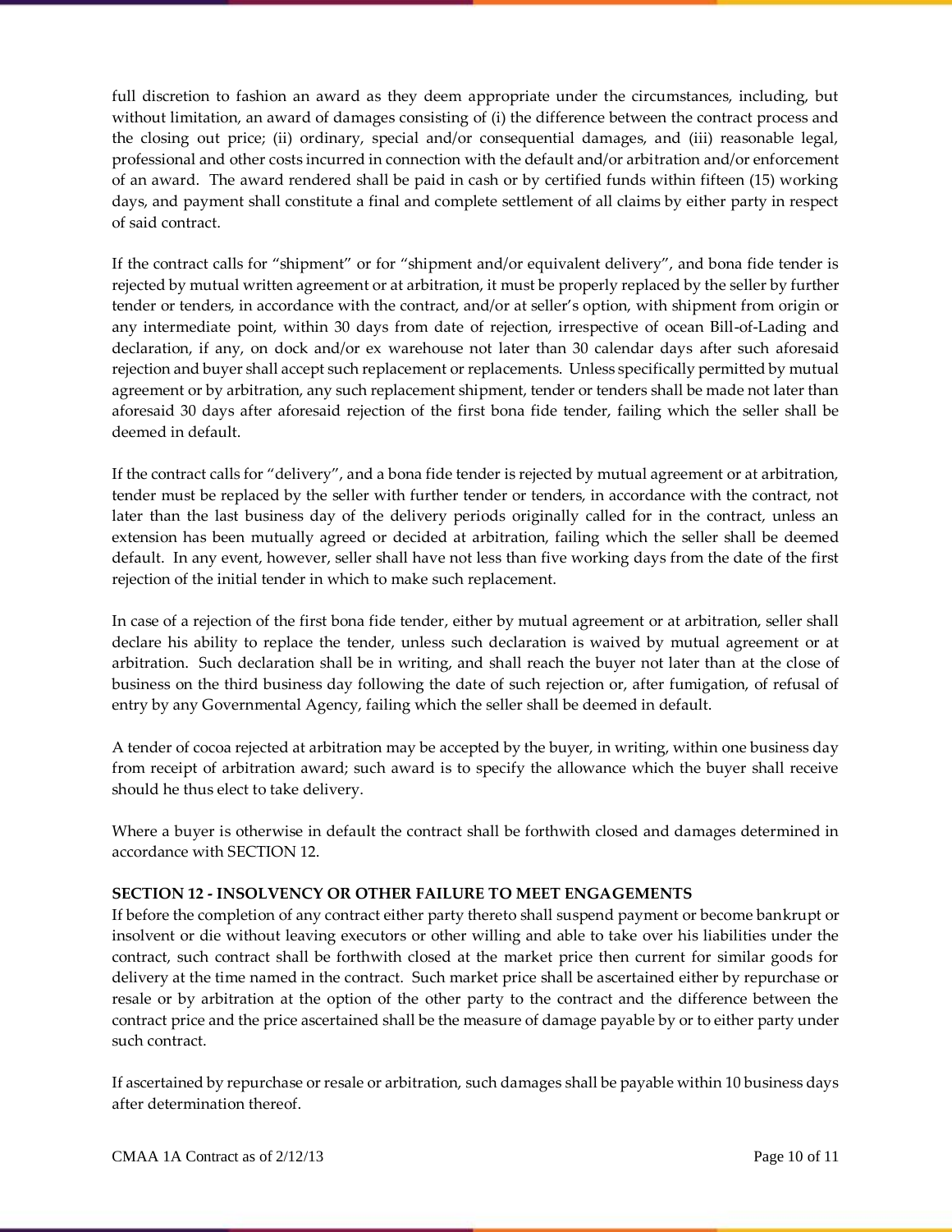full discretion to fashion an award as they deem appropriate under the circumstances, including, but without limitation, an award of damages consisting of (i) the difference between the contract process and the closing out price; (ii) ordinary, special and/or consequential damages, and (iii) reasonable legal, professional and other costs incurred in connection with the default and/or arbitration and/or enforcement of an award. The award rendered shall be paid in cash or by certified funds within fifteen (15) working days, and payment shall constitute a final and complete settlement of all claims by either party in respect of said contract.

If the contract calls for "shipment" or for "shipment and/or equivalent delivery", and bona fide tender is rejected by mutual written agreement or at arbitration, it must be properly replaced by the seller by further tender or tenders, in accordance with the contract, and/or at seller's option, with shipment from origin or any intermediate point, within 30 days from date of rejection, irrespective of ocean Bill-of-Lading and declaration, if any, on dock and/or ex warehouse not later than 30 calendar days after such aforesaid rejection and buyer shall accept such replacement or replacements. Unless specifically permitted by mutual agreement or by arbitration, any such replacement shipment, tender or tenders shall be made not later than aforesaid 30 days after aforesaid rejection of the first bona fide tender, failing which the seller shall be deemed in default.

If the contract calls for "delivery", and a bona fide tender is rejected by mutual agreement or at arbitration, tender must be replaced by the seller with further tender or tenders, in accordance with the contract, not later than the last business day of the delivery periods originally called for in the contract, unless an extension has been mutually agreed or decided at arbitration, failing which the seller shall be deemed default. In any event, however, seller shall have not less than five working days from the date of the first rejection of the initial tender in which to make such replacement.

In case of a rejection of the first bona fide tender, either by mutual agreement or at arbitration, seller shall declare his ability to replace the tender, unless such declaration is waived by mutual agreement or at arbitration. Such declaration shall be in writing, and shall reach the buyer not later than at the close of business on the third business day following the date of such rejection or, after fumigation, of refusal of entry by any Governmental Agency, failing which the seller shall be deemed in default.

A tender of cocoa rejected at arbitration may be accepted by the buyer, in writing, within one business day from receipt of arbitration award; such award is to specify the allowance which the buyer shall receive should he thus elect to take delivery.

Where a buyer is otherwise in default the contract shall be forthwith closed and damages determined in accordance with SECTION 12.

**SECTION 12 - INSOLVENCY OR OTHER FAILURE TO MEET ENGAGEMENTS**

If before the completion of any contract either party thereto shall suspend payment or become bankrupt or insolvent or die without leaving executors or other willing and able to take over his liabilities under the contract, such contract shall be forthwith closed at the market price then current for similar goods for delivery at the time named in the contract. Such market price shall be ascertained either by repurchase or resale or by arbitration at the option of the other party to the contract and the difference between the contract price and the price ascertained shall be the measure of damage payable by or to either party under such contract.

If ascertained by repurchase or resale or arbitration, such damages shall be payable within 10 business days after determination thereof.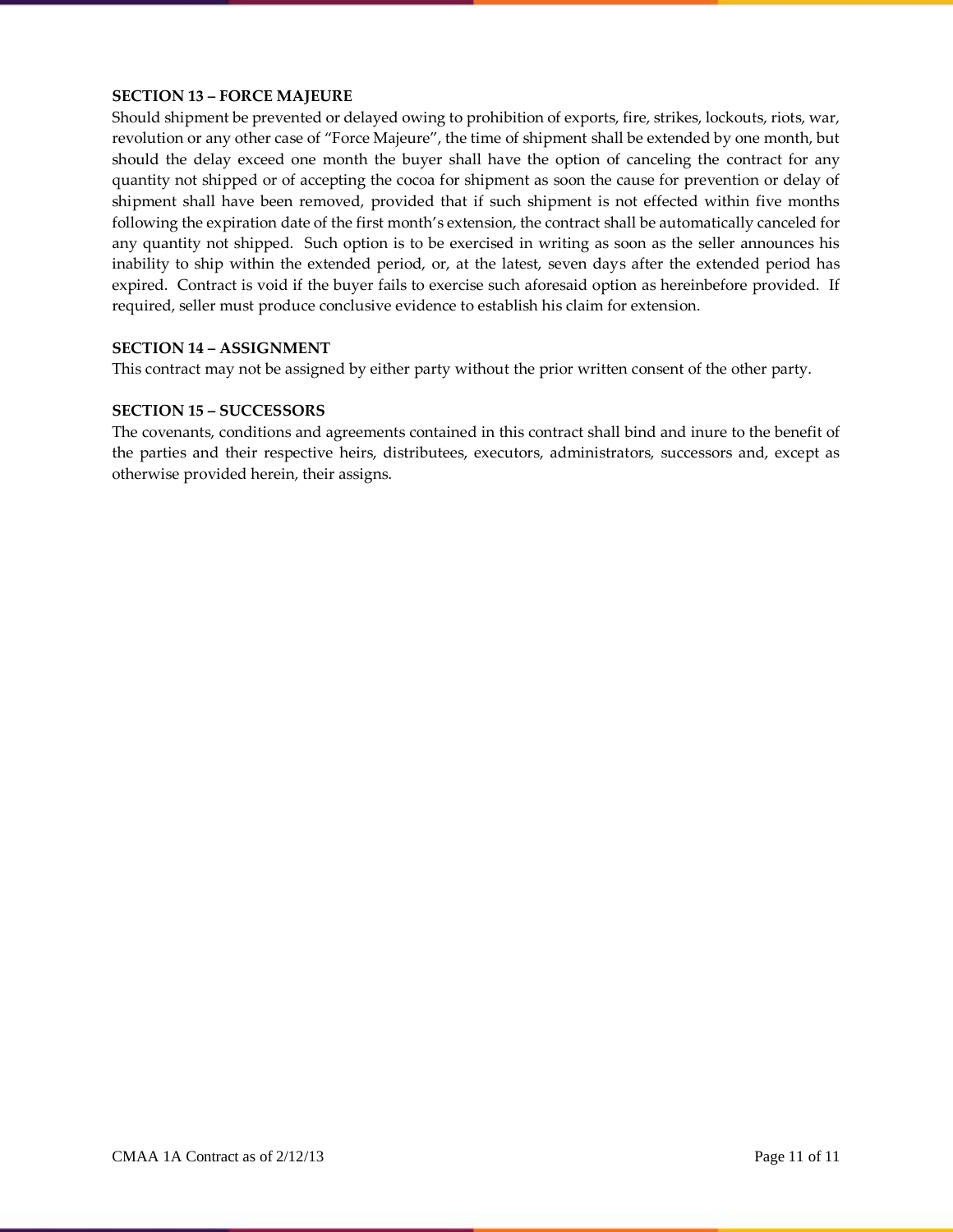**SECTION 13 – FORCE MAJEURE**

Should shipment be prevented or delayed owing to prohibition of exports, fire, strikes, lockouts, riots, war, revolution or any other case of "Force Majeure", the time of shipment shall be extended by one month, but should the delay exceed one month the buyer shall have the option of canceling the contract for any quantity not shipped or of accepting the cocoa for shipment as soon the cause for prevention or delay of shipment shall have been removed, provided that if such shipment is not effected within five months following the expiration date of the first month's extension, the contract shall be automatically canceled for any quantity not shipped. Such option is to be exercised in writing as soon as the seller announces his inability to ship within the extended period, or, at the latest, seven days after the extended period has expired. Contract is void if the buyer fails to exercise such aforesaid option as hereinbefore provided. If required, seller must produce conclusive evidence to establish his claim for extension.

**SECTION 14 – ASSIGNMENT**

This contract may not be assigned by either party without the prior written consent of the other party.

**SECTION 15 – SUCCESSORS**

The covenants, conditions and agreements contained in this contract shall bind and inure to the benefit of the parties and their respective heirs, distributees, executors, administrators, successors and, except as otherwise provided herein, their assigns.